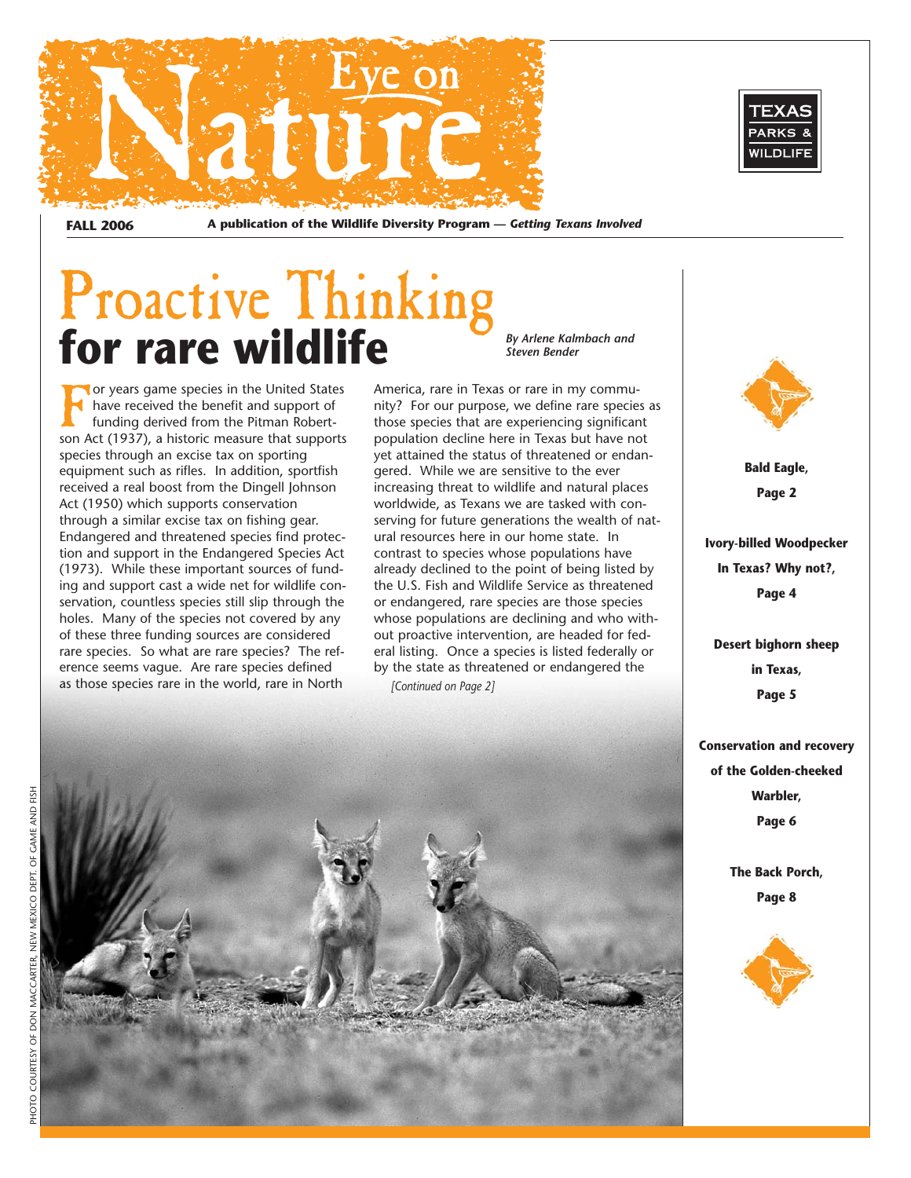# Eye on Nature

**FALL 2006** **A publication of the Wildlife Diversity Program — *Getting Texans Involved***

TEXAS PARKS & WILDLIFE

# Proactive Thinking for rare wildlife

*By Arlene Kalmbach and Steven Bender*

For years game species in the United States have received the benefit and support of funding derived from the Pitman Robertson Act (1937), a historic measure that supports species through an excise tax on sporting equipment such as rifles. In addition, sportfish received a real boost from the Dingell Johnson Act (1950) which supports conservation through a similar excise tax on fishing gear. Endangered and threatened species find protection and support in the Endangered Species Act (1973). While these important sources of funding and support cast a wide net for wildlife conservation, countless species still slip through the holes. Many of the species not covered by any of these three funding sources are considered rare species. So what are rare species? The reference seems vague. Are rare species defined as those species rare in the world, rare in North America, rare in Texas or rare in my community? For our purpose, we define rare species as those species that are experiencing significant population decline here in Texas but have not yet attained the status of threatened or endangered. While we are sensitive to the ever increasing threat to wildlife and natural places worldwide, as Texans we are tasked with conserving for future generations the wealth of natural resources here in our home state. In contrast to species whose populations have already declined to the point of being listed by the U.S. Fish and Wildlife Service as threatened or endangered, rare species are those species whose populations are declining and who without proactive intervention, are headed for federal listing. Once a species is listed federally or by the state as threatened or endangered the

*[Continued on Page 2]*

**Bald Eagle, Page 2**

**Ivory-billed Woodpecker In Texas? Why not?, Page 4**

**Desert bighorn sheep in Texas, Page 5**

**Conservation and recovery of the Golden-cheeked Warbler, Page 6**

**The Back Porch, Page 8**

PHOTO COURTESY OF DON MACCARTER, NEW MEXICO DEPT. OF GAME AND FISH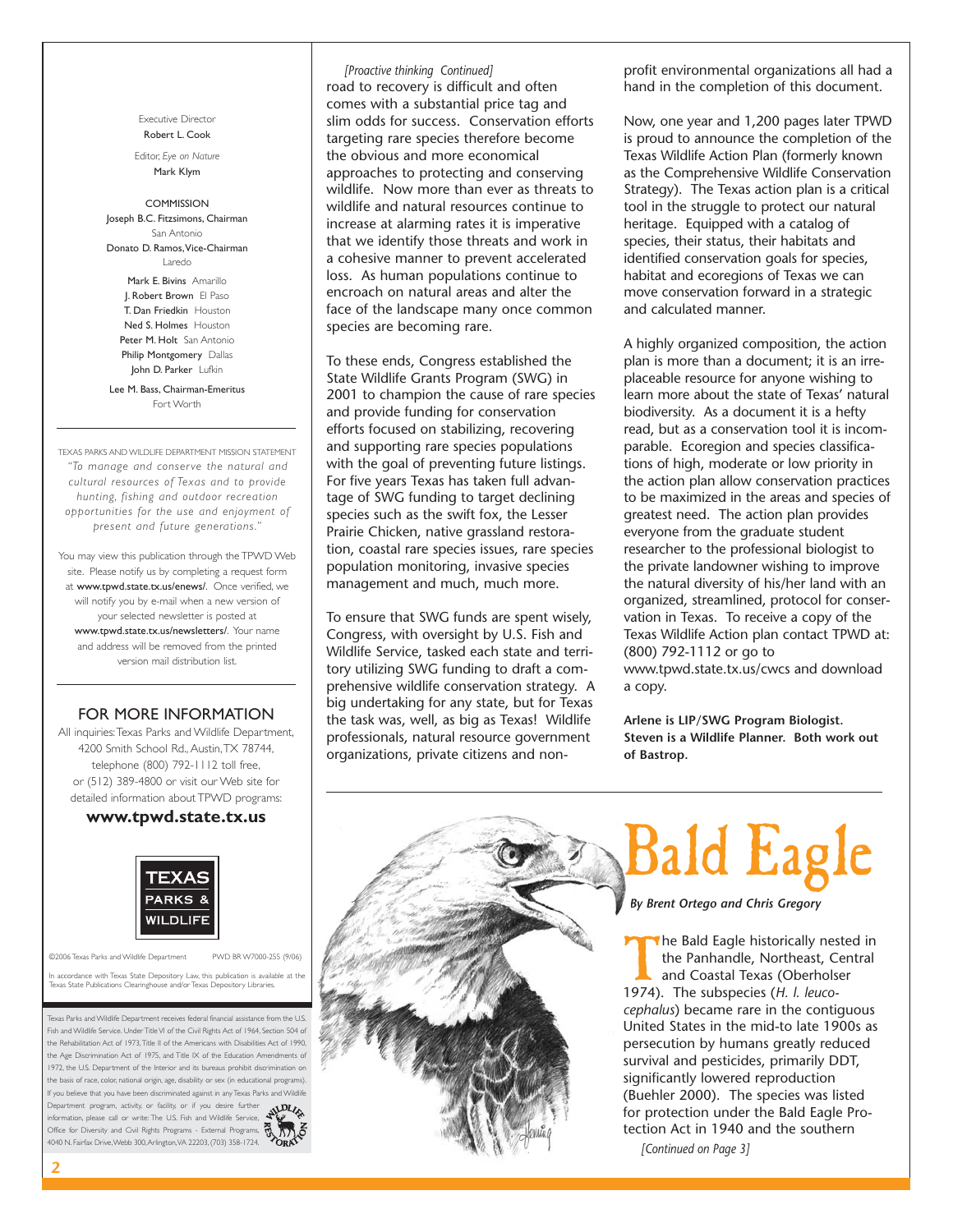Executive Director
Robert L. Cook

Editor, *Eye on Nature*
Mark Klym

COMMISSION
Joseph B.C. Fitzsimons, Chairman
San Antonio
Donato D. Ramos, Vice-Chairman
Laredo

Mark E. Bivins Amarillo
J. Robert Brown El Paso
T. Dan Friedkin Houston
Ned S. Holmes Houston
Peter M. Holt San Antonio
Philip Montgomery Dallas
John D. Parker Lufkin

Lee M. Bass, Chairman-Emeritus
Fort Worth

TEXAS PARKS AND WILDLIFE DEPARTMENT MISSION STATEMENT
*"To manage and conserve the natural and cultural resources of Texas and to provide hunting, fishing and outdoor recreation opportunities for the use and enjoyment of present and future generations."*

You may view this publication through the TPWD Web site. Please notify us by completing a request form at www.tpwd.state.tx.us/enews/. Once verified, we will notify you by e-mail when a new version of your selected newsletter is posted at www.tpwd.state.tx.us/newsletters/. Your name and address will be removed from the printed version mail distribution list.

## FOR MORE INFORMATION

All inquiries: Texas Parks and Wildlife Department, 4200 Smith School Rd., Austin, TX 78744, telephone (800) 792-1112 toll free, or (512) 389-4800 or visit our Web site for detailed information about TPWD programs:

**www.tpwd.state.tx.us**

©2006 Texas Parks and Wildlife Department PWD BR W7000-255 (9/06)

In accordance with Texas State Depository Law, this publication is available at the Texas State Publications Clearinghouse and/or Texas Depository Libraries.

Texas Parks and Wildlife Department receives federal financial assistance from the U.S. Fish and Wildlife Service. Under Title VI of the Civil Rights Act of 1964, Section 504 of the Rehabilitation Act of 1973, Title II of the Americans with Disabilities Act of 1990, the Age Discrimination Act of 1975, and Title IX of the Education Amendments of 1972, the U.S. Department of the Interior and its bureaus prohibit discrimination on the basis of race, color, national origin, age, disability or sex (in educational programs). If you believe that you have been discriminated against in any Texas Parks and Wildlife Department program, activity, or facility, or if you desire further information, please call or write: The U.S. Fish and Wildlife Service, Office for Diversity and Civil Rights Programs - External Programs, 4040 N. Fairfax Drive, Webb 300, Arlington, VA 22203, (703) 358-1724.

*[Proactive thinking Continued]*
road to recovery is difficult and often comes with a substantial price tag and slim odds for success. Conservation efforts targeting rare species therefore become the obvious and more economical approaches to protecting and conserving wildlife. Now more than ever as threats to wildlife and natural resources continue to increase at alarming rates it is imperative that we identify those threats and work in a cohesive manner to prevent accelerated loss. As human populations continue to encroach on natural areas and alter the face of the landscape many once common species are becoming rare.

To these ends, Congress established the State Wildlife Grants Program (SWG) in 2001 to champion the cause of rare species and provide funding for conservation efforts focused on stabilizing, recovering and supporting rare species populations with the goal of preventing future listings. For five years Texas has taken full advantage of SWG funding to target declining species such as the swift fox, the Lesser Prairie Chicken, native grassland restoration, coastal rare species issues, rare species population monitoring, invasive species management and much, much more.

To ensure that SWG funds are spent wisely, Congress, with oversight by U.S. Fish and Wildlife Service, tasked each state and territory utilizing SWG funding to draft a comprehensive wildlife conservation strategy. A big undertaking for any state, but for Texas the task was, well, as big as Texas! Wildlife professionals, natural resource government organizations, private citizens and non-profit environmental organizations all had a hand in the completion of this document.

Now, one year and 1,200 pages later TPWD is proud to announce the completion of the Texas Wildlife Action Plan (formerly known as the Comprehensive Wildlife Conservation Strategy). The Texas action plan is a critical tool in the struggle to protect our natural heritage. Equipped with a catalog of species, their status, their habitats and identified conservation goals for species, habitat and ecoregions of Texas we can move conservation forward in a strategic and calculated manner.

A highly organized composition, the action plan is more than a document; it is an irreplaceable resource for anyone wishing to learn more about the state of Texas' natural biodiversity. As a document it is a hefty read, but as a conservation tool it is incomparable. Ecoregion and species classifications of high, moderate or low priority in the action plan allow conservation practices to be maximized in the areas and species of greatest need. The action plan provides everyone from the graduate student researcher to the professional biologist to the private landowner wishing to improve the natural diversity of his/her land with an organized, streamlined, protocol for conservation in Texas. To receive a copy of the Texas Wildlife Action plan contact TPWD at: (800) 792-1112 or go to www.tpwd.state.tx.us/cwcs and download a copy.

**Arlene is LIP/SWG Program Biologist. Steven is a Wildlife Planner. Both work out of Bastrop.**

# Bald Eagle

***By Brent Ortego and Chris Gregory***

The Bald Eagle historically nested in the Panhandle, Northeast, Central and Coastal Texas (Oberholser 1974). The subspecies (*H. l. leucocephalus*) became rare in the contiguous United States in the mid-to late 1900s as persecution by humans greatly reduced survival and pesticides, primarily DDT, significantly lowered reproduction (Buehler 2000). The species was listed for protection under the Bald Eagle Protection Act in 1940 and the southern

*[Continued on Page 3]*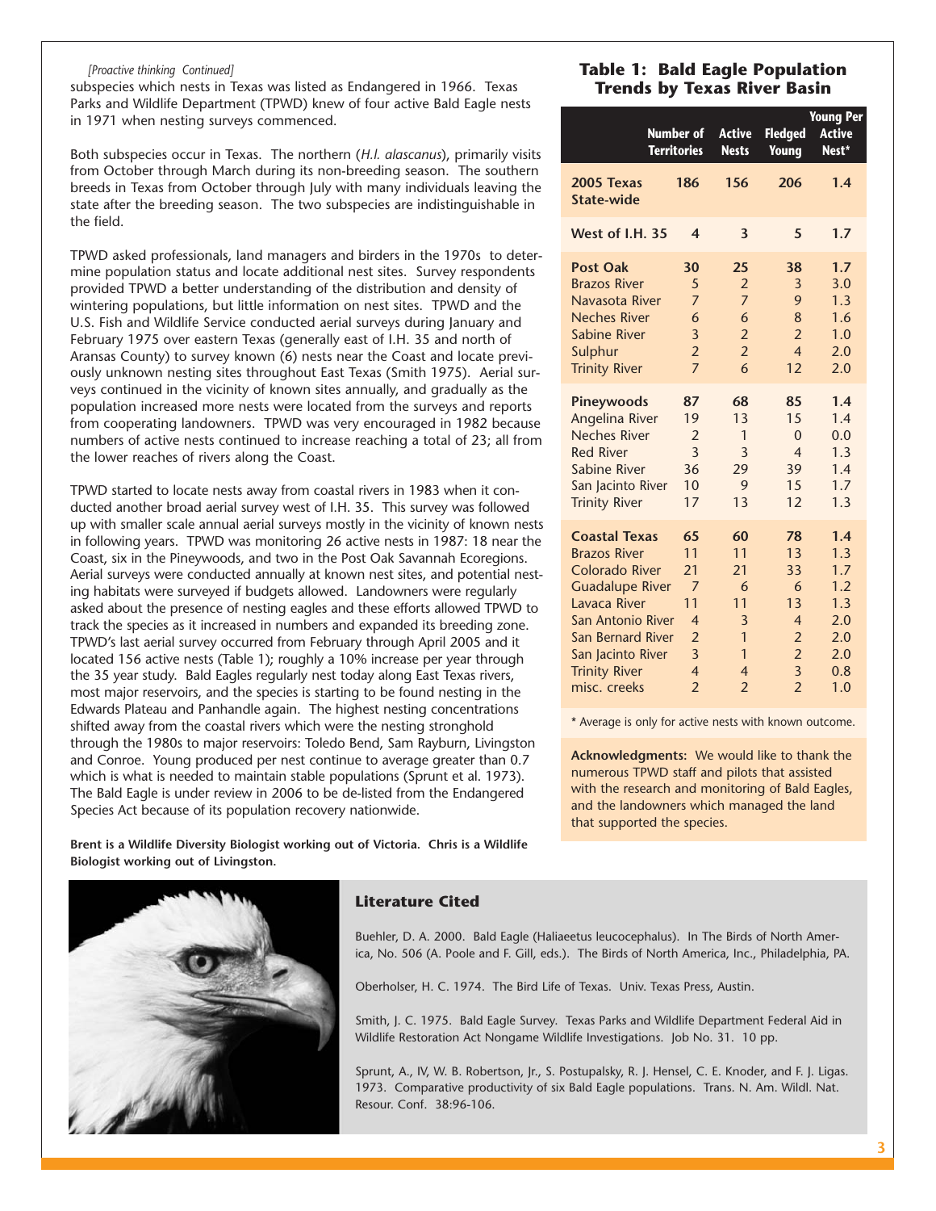*[Proactive thinking Continued]*

subspecies which nests in Texas was listed as Endangered in 1966. Texas Parks and Wildlife Department (TPWD) knew of four active Bald Eagle nests in 1971 when nesting surveys commenced.

Both subspecies occur in Texas. The northern (*H.l. alascanus*), primarily visits from October through March during its non-breeding season. The southern breeds in Texas from October through July with many individuals leaving the state after the breeding season. The two subspecies are indistinguishable in the field.

TPWD asked professionals, land managers and birders in the 1970s to determine population status and locate additional nest sites. Survey respondents provided TPWD a better understanding of the distribution and density of wintering populations, but little information on nest sites. TPWD and the U.S. Fish and Wildlife Service conducted aerial surveys during January and February 1975 over eastern Texas (generally east of I.H. 35 and north of Aransas County) to survey known (6) nests near the Coast and locate previously unknown nesting sites throughout East Texas (Smith 1975). Aerial surveys continued in the vicinity of known sites annually, and gradually as the population increased more nests were located from the surveys and reports from cooperating landowners. TPWD was very encouraged in 1982 because numbers of active nests continued to increase reaching a total of 23; all from the lower reaches of rivers along the Coast.

TPWD started to locate nests away from coastal rivers in 1983 when it conducted another broad aerial survey west of I.H. 35. This survey was followed up with smaller scale annual aerial surveys mostly in the vicinity of known nests in following years. TPWD was monitoring 26 active nests in 1987: 18 near the Coast, six in the Pineywoods, and two in the Post Oak Savannah Ecoregions. Aerial surveys were conducted annually at known nest sites, and potential nesting habitats were surveyed if budgets allowed. Landowners were regularly asked about the presence of nesting eagles and these efforts allowed TPWD to track the species as it increased in numbers and expanded its breeding zone. TPWD's last aerial survey occurred from February through April 2005 and it located 156 active nests (Table 1); roughly a 10% increase per year through the 35 year study. Bald Eagles regularly nest today along East Texas rivers, most major reservoirs, and the species is starting to be found nesting in the Edwards Plateau and Panhandle again. The highest nesting concentrations shifted away from the coastal rivers which were the nesting stronghold through the 1980s to major reservoirs: Toledo Bend, Sam Rayburn, Livingston and Conroe. Young produced per nest continue to average greater than 0.7 which is what is needed to maintain stable populations (Sprunt et al. 1973). The Bald Eagle is under review in 2006 to be de-listed from the Endangered Species Act because of its population recovery nationwide.

**Brent is a Wildlife Diversity Biologist working out of Victoria. Chris is a Wildlife Biologist working out of Livingston.**

### Table 1: Bald Eagle Population Trends by Texas River Basin

| | Number of Territories | Active Nests | Fledged Young | Young Per Active Nest* |
|---|---|---|---|---|
| **2005 Texas State-wide** | **186** | **156** | **206** | **1.4** |
| **West of I.H. 35** | **4** | **3** | **5** | **1.7** |
| **Post Oak** | **30** | **25** | **38** | **1.7** |
| Brazos River | 5 | 2 | 3 | 3.0 |
| Navasota River | 7 | 7 | 9 | 1.3 |
| Neches River | 6 | 6 | 8 | 1.6 |
| Sabine River | 3 | 2 | 2 | 1.0 |
| Sulphur | 2 | 2 | 4 | 2.0 |
| Trinity River | 7 | 6 | 12 | 2.0 |
| **Pineywoods** | **87** | **68** | **85** | **1.4** |
| Angelina River | 19 | 13 | 15 | 1.4 |
| Neches River | 2 | 1 | 0 | 0.0 |
| Red River | 3 | 3 | 4 | 1.3 |
| Sabine River | 36 | 29 | 39 | 1.4 |
| San Jacinto River | 10 | 9 | 15 | 1.7 |
| Trinity River | 17 | 13 | 12 | 1.3 |
| **Coastal Texas** | **65** | **60** | **78** | **1.4** |
| Brazos River | 11 | 11 | 13 | 1.3 |
| Colorado River | 21 | 21 | 33 | 1.7 |
| Guadalupe River | 7 | 6 | 6 | 1.2 |
| Lavaca River | 11 | 11 | 13 | 1.3 |
| San Antonio River | 4 | 3 | 4 | 2.0 |
| San Bernard River | 2 | 1 | 2 | 2.0 |
| San Jacinto River | 3 | 1 | 2 | 2.0 |
| Trinity River | 4 | 4 | 3 | 0.8 |
| misc. creeks | 2 | 2 | 2 | 1.0 |

* Average is only for active nests with known outcome.

**Acknowledgments:** We would like to thank the numerous TPWD staff and pilots that assisted with the research and monitoring of Bald Eagles, and the landowners which managed the land that supported the species.

## Literature Cited

Buehler, D. A. 2000. Bald Eagle (Haliaeetus leucocephalus). In The Birds of North America, No. 506 (A. Poole and F. Gill, eds.). The Birds of North America, Inc., Philadelphia, PA.

Oberholser, H. C. 1974. The Bird Life of Texas. Univ. Texas Press, Austin.

Smith, J. C. 1975. Bald Eagle Survey. Texas Parks and Wildlife Department Federal Aid in Wildlife Restoration Act Nongame Wildlife Investigations. Job No. 31. 10 pp.

Sprunt, A., IV, W. B. Robertson, Jr., S. Postupalsky, R. J. Hensel, C. E. Knoder, and F. J. Ligas. 1973. Comparative productivity of six Bald Eagle populations. Trans. N. Am. Wildl. Nat. Resour. Conf. 38:96-106.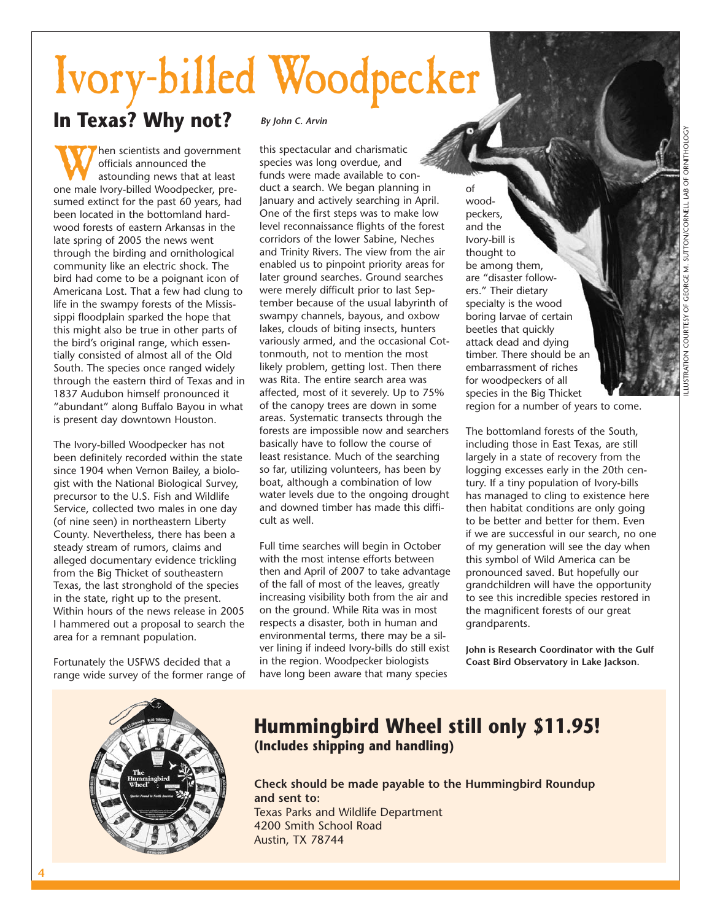# Ivory-billed Woodpecker

## In Texas? Why not?

*By John C. Arvin*

When scientists and government officials announced the astounding news that at least one male Ivory-billed Woodpecker, presumed extinct for the past 60 years, had been located in the bottomland hardwood forests of eastern Arkansas in the late spring of 2005 the news went through the birding and ornithological community like an electric shock. The bird had come to be a poignant icon of Americana Lost. That a few had clung to life in the swampy forests of the Mississippi floodplain sparked the hope that this might also be true in other parts of the bird's original range, which essentially consisted of almost all of the Old South. The species once ranged widely through the eastern third of Texas and in 1837 Audubon himself pronounced it "abundant" along Buffalo Bayou in what is present day downtown Houston.

The Ivory-billed Woodpecker has not been definitely recorded within the state since 1904 when Vernon Bailey, a biologist with the National Biological Survey, precursor to the U.S. Fish and Wildlife Service, collected two males in one day (of nine seen) in northeastern Liberty County. Nevertheless, there has been a steady stream of rumors, claims and alleged documentary evidence trickling from the Big Thicket of southeastern Texas, the last stronghold of the species in the state, right up to the present. Within hours of the news release in 2005 I hammered out a proposal to search the area for a remnant population.

Fortunately the USFWS decided that a range wide survey of the former range of this spectacular and charismatic species was long overdue, and funds were made available to conduct a search. We began planning in January and actively searching in April. One of the first steps was to make low level reconnaissance flights of the forest corridors of the lower Sabine, Neches and Trinity Rivers. The view from the air enabled us to pinpoint priority areas for later ground searches. Ground searches were merely difficult prior to last September because of the usual labyrinth of swampy channels, bayous, and oxbow lakes, clouds of biting insects, hunters variously armed, and the occasional Cottonmouth, not to mention the most likely problem, getting lost. Then there was Rita. The entire search area was affected, most of it severely. Up to 75% of the canopy trees are down in some areas. Systematic transects through the forests are impossible now and searchers basically have to follow the course of least resistance. Much of the searching so far, utilizing volunteers, has been by boat, although a combination of low water levels due to the ongoing drought and downed timber has made this difficult as well.

Full time searches will begin in October with the most intense efforts between then and April of 2007 to take advantage of the fall of most of the leaves, greatly increasing visibility both from the air and on the ground. While Rita was in most respects a disaster, both in human and environmental terms, there may be a silver lining if indeed Ivory-bills do still exist in the region. Woodpecker biologists have long been aware that many species of woodpeckers, and the Ivory-bill is thought to be among them, are "disaster followers." Their dietary specialty is the wood boring larvae of certain beetles that quickly attack dead and dying timber. There should be an embarrassment of riches for woodpeckers of all species in the Big Thicket region for a number of years to come.

The bottomland forests of the South, including those in East Texas, are still largely in a state of recovery from the logging excesses early in the 20th century. If a tiny population of Ivory-bills has managed to cling to existence here then habitat conditions are only going to be better and better for them. Even if we are successful in our search, no one of my generation will see the day when this symbol of Wild America can be pronounced saved. But hopefully our grandchildren will have the opportunity to see this incredible species restored in the magnificent forests of our great grandparents.

**John is Research Coordinator with the Gulf Coast Bird Observatory in Lake Jackson.**

ILLUSTRATION COURTESY OF GEORGE M. SUTTON/CORNELL LAB OF ORNITHOLOGY

## Hummingbird Wheel still only $11.95!

**(Includes shipping and handling)**

**Check should be made payable to the Hummingbird Roundup and sent to:**
Texas Parks and Wildlife Department
4200 Smith School Road
Austin, TX 78744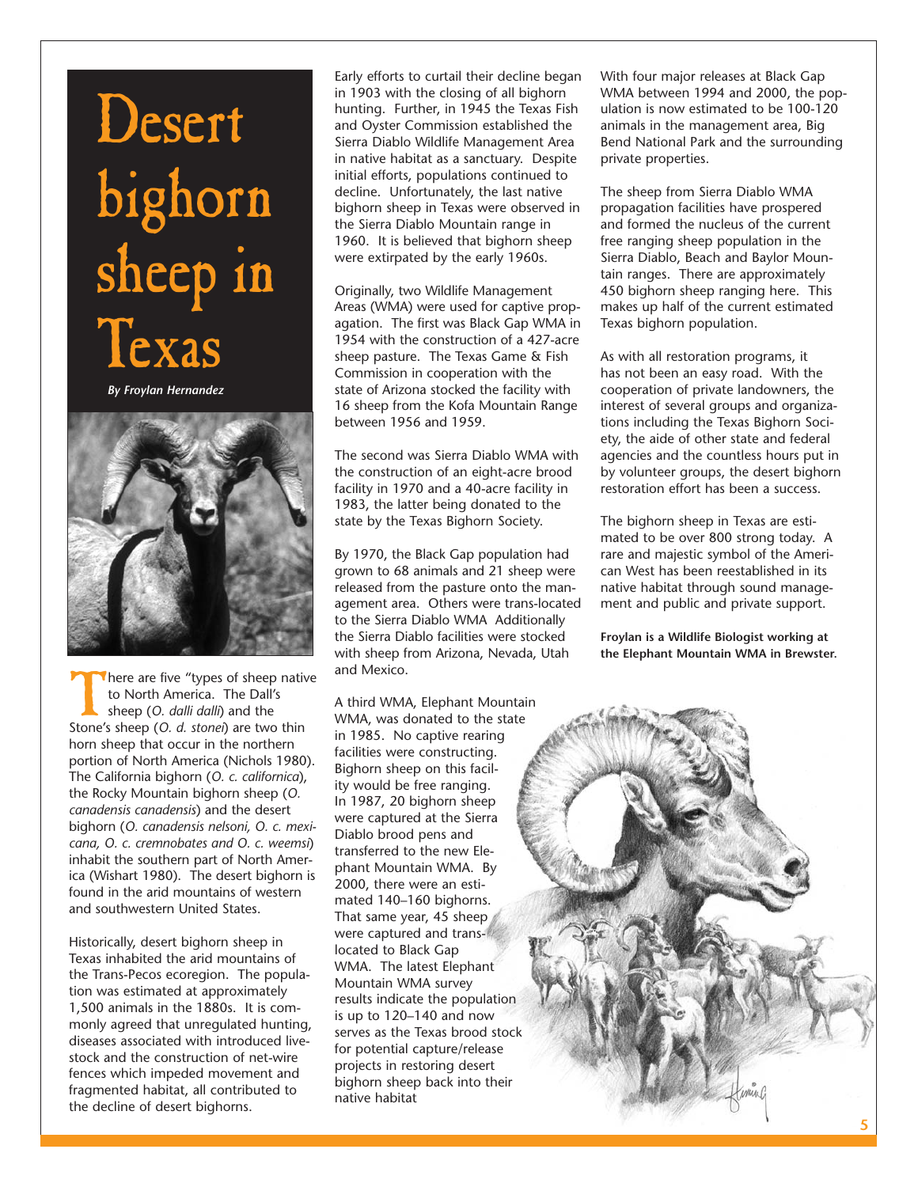# Desert bighorn sheep in Texas

*By Froylan Hernandez*

There are five "types of sheep native to North America. The Dall's sheep (*O. dalli dalli*) and the Stone's sheep (*O. d. stonei*) are two thin horn sheep that occur in the northern portion of North America (Nichols 1980). The California bighorn (*O. c. californica*), the Rocky Mountain bighorn sheep (*O. canadensis canadensis*) and the desert bighorn (*O. canadensis nelsoni, O. c. mexicana, O. c. cremnobates and O. c. weemsi*) inhabit the southern part of North America (Wishart 1980). The desert bighorn is found in the arid mountains of western and southwestern United States.

Historically, desert bighorn sheep in Texas inhabited the arid mountains of the Trans-Pecos ecoregion. The population was estimated at approximately 1,500 animals in the 1880s. It is commonly agreed that unregulated hunting, diseases associated with introduced livestock and the construction of net-wire fences which impeded movement and fragmented habitat, all contributed to the decline of desert bighorns.

Early efforts to curtail their decline began in 1903 with the closing of all bighorn hunting. Further, in 1945 the Texas Fish and Oyster Commission established the Sierra Diablo Wildlife Management Area in native habitat as a sanctuary. Despite initial efforts, populations continued to decline. Unfortunately, the last native bighorn sheep in Texas were observed in the Sierra Diablo Mountain range in 1960. It is believed that bighorn sheep were extirpated by the early 1960s.

Originally, two Wildlife Management Areas (WMA) were used for captive propagation. The first was Black Gap WMA in 1954 with the construction of a 427-acre sheep pasture. The Texas Game & Fish Commission in cooperation with the state of Arizona stocked the facility with 16 sheep from the Kofa Mountain Range between 1956 and 1959.

The second was Sierra Diablo WMA with the construction of an eight-acre brood facility in 1970 and a 40-acre facility in 1983, the latter being donated to the state by the Texas Bighorn Society.

By 1970, the Black Gap population had grown to 68 animals and 21 sheep were released from the pasture onto the management area. Others were trans-located to the Sierra Diablo WMA Additionally the Sierra Diablo facilities were stocked with sheep from Arizona, Nevada, Utah and Mexico.

A third WMA, Elephant Mountain WMA, was donated to the state in 1985. No captive rearing facilities were constructing. Bighorn sheep on this facility would be free ranging. In 1987, 20 bighorn sheep were captured at the Sierra Diablo brood pens and transferred to the new Elephant Mountain WMA. By 2000, there were an estimated 140–160 bighorns. That same year, 45 sheep were captured and trans-located to Black Gap WMA. The latest Elephant Mountain WMA survey results indicate the population is up to 120–140 and now serves as the Texas brood stock for potential capture/release projects in restoring desert bighorn sheep back into their native habitat

With four major releases at Black Gap WMA between 1994 and 2000, the population is now estimated to be 100-120 animals in the management area, Big Bend National Park and the surrounding private properties.

The sheep from Sierra Diablo WMA propagation facilities have prospered and formed the nucleus of the current free ranging sheep population in the Sierra Diablo, Beach and Baylor Mountain ranges. There are approximately 450 bighorn sheep ranging here. This makes up half of the current estimated Texas bighorn population.

As with all restoration programs, it has not been an easy road. With the cooperation of private landowners, the interest of several groups and organizations including the Texas Bighorn Society, the aide of other state and federal agencies and the countless hours put in by volunteer groups, the desert bighorn restoration effort has been a success.

The bighorn sheep in Texas are estimated to be over 800 strong today. A rare and majestic symbol of the American West has been reestablished in its native habitat through sound management and public and private support.

**Froylan is a Wildlife Biologist working at the Elephant Mountain WMA in Brewster.**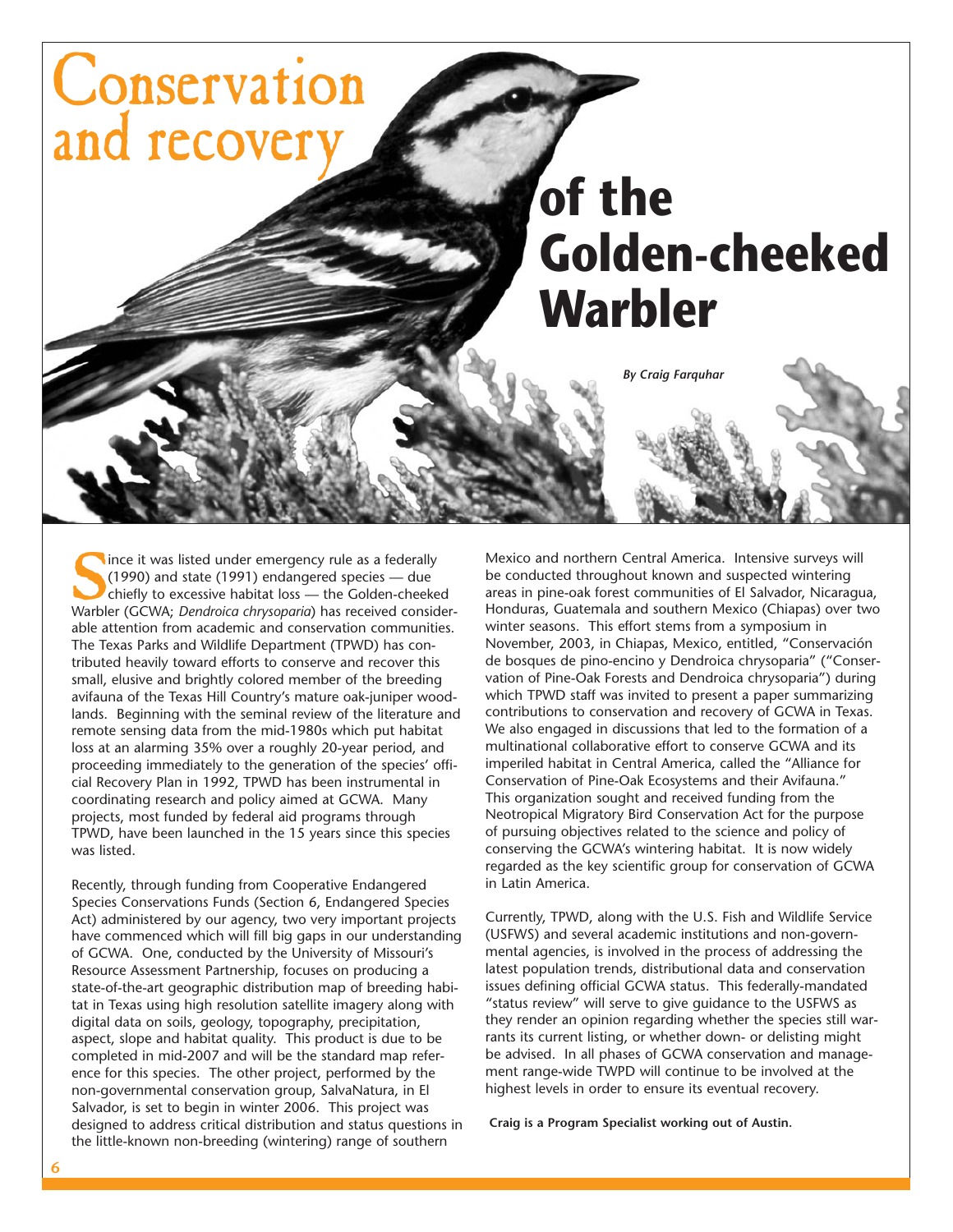# Conservation and recovery of the Golden-cheeked Warbler

*By Craig Farquhar*

Since it was listed under emergency rule as a federally (1990) and state (1991) endangered species — due chiefly to excessive habitat loss — the Golden-cheeked Warbler (GCWA; *Dendroica chrysoparia*) has received considerable attention from academic and conservation communities. The Texas Parks and Wildlife Department (TPWD) has contributed heavily toward efforts to conserve and recover this small, elusive and brightly colored member of the breeding avifauna of the Texas Hill Country's mature oak-juniper woodlands. Beginning with the seminal review of the literature and remote sensing data from the mid-1980s which put habitat loss at an alarming 35% over a roughly 20-year period, and proceeding immediately to the generation of the species' official Recovery Plan in 1992, TPWD has been instrumental in coordinating research and policy aimed at GCWA. Many projects, most funded by federal aid programs through TPWD, have been launched in the 15 years since this species was listed.

Recently, through funding from Cooperative Endangered Species Conservations Funds (Section 6, Endangered Species Act) administered by our agency, two very important projects have commenced which will fill big gaps in our understanding of GCWA. One, conducted by the University of Missouri's Resource Assessment Partnership, focuses on producing a state-of-the-art geographic distribution map of breeding habitat in Texas using high resolution satellite imagery along with digital data on soils, geology, topography, precipitation, aspect, slope and habitat quality. This product is due to be completed in mid-2007 and will be the standard map reference for this species. The other project, performed by the non-governmental conservation group, SalvaNatura, in El Salvador, is set to begin in winter 2006. This project was designed to address critical distribution and status questions in the little-known non-breeding (wintering) range of southern Mexico and northern Central America. Intensive surveys will be conducted throughout known and suspected wintering areas in pine-oak forest communities of El Salvador, Nicaragua, Honduras, Guatemala and southern Mexico (Chiapas) over two winter seasons. This effort stems from a symposium in November, 2003, in Chiapas, Mexico, entitled, "Conservación de bosques de pino-encino y Dendroica chrysoparia" ("Conservation of Pine-Oak Forests and Dendroica chrysoparia") during which TPWD staff was invited to present a paper summarizing contributions to conservation and recovery of GCWA in Texas. We also engaged in discussions that led to the formation of a multinational collaborative effort to conserve GCWA and its imperiled habitat in Central America, called the "Alliance for Conservation of Pine-Oak Ecosystems and their Avifauna." This organization sought and received funding from the Neotropical Migratory Bird Conservation Act for the purpose of pursuing objectives related to the science and policy of conserving the GCWA's wintering habitat. It is now widely regarded as the key scientific group for conservation of GCWA in Latin America.

Currently, TPWD, along with the U.S. Fish and Wildlife Service (USFWS) and several academic institutions and non-governmental agencies, is involved in the process of addressing the latest population trends, distributional data and conservation issues defining official GCWA status. This federally-mandated "status review" will serve to give guidance to the USFWS as they render an opinion regarding whether the species still warrants its current listing, or whether down- or delisting might be advised. In all phases of GCWA conservation and management range-wide TWPD will continue to be involved at the highest levels in order to ensure its eventual recovery.

**Craig is a Program Specialist working out of Austin.**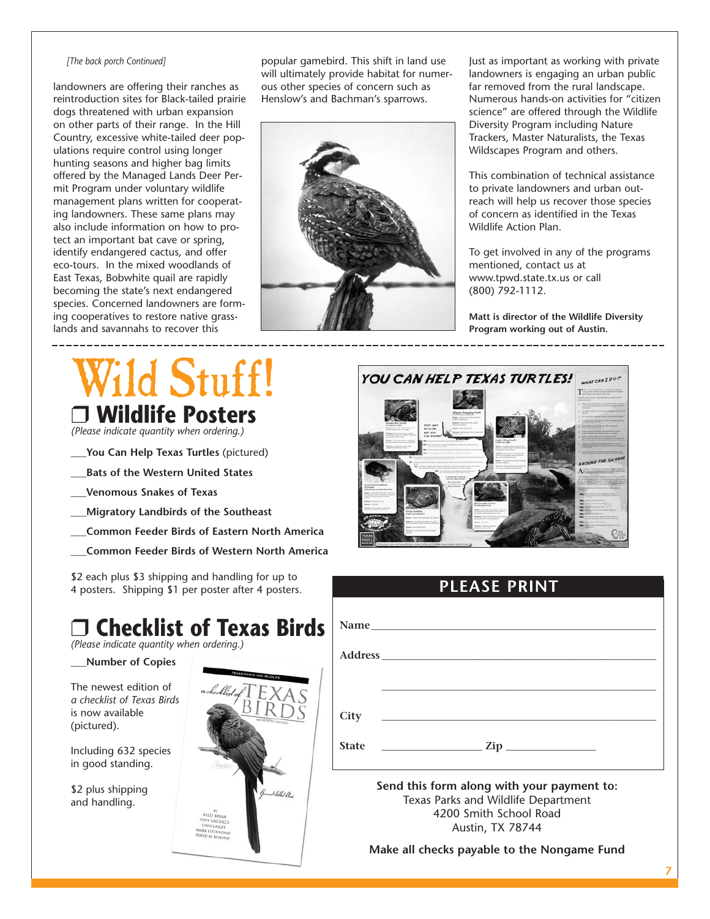*[The back porch Continued]*

landowners are offering their ranches as reintroduction sites for Black-tailed prairie dogs threatened with urban expansion on other parts of their range. In the Hill Country, excessive white-tailed deer populations require control using longer hunting seasons and higher bag limits offered by the Managed Lands Deer Permit Program under voluntary wildlife management plans written for cooperating landowners. These same plans may also include information on how to protect an important bat cave or spring, identify endangered cactus, and offer eco-tours. In the mixed woodlands of East Texas, Bobwhite quail are rapidly becoming the state's next endangered species. Concerned landowners are forming cooperatives to restore native grasslands and savannahs to recover this popular gamebird. This shift in land use will ultimately provide habitat for numerous other species of concern such as Henslow's and Bachman's sparrows.

Just as important as working with private landowners is engaging an urban public far removed from the rural landscape. Numerous hands-on activities for "citizen science" are offered through the Wildlife Diversity Program including Nature Trackers, Master Naturalists, the Texas Wildscapes Program and others.

This combination of technical assistance to private landowners and urban outreach will help us recover those species of concern as identified in the Texas Wildlife Action Plan.

To get involved in any of the programs mentioned, contact us at www.tpwd.state.tx.us or call (800) 792-1112.

**Matt is director of the Wildlife Diversity Program working out of Austin.**

---

# Wild Stuff!

## ❒ Wildlife Posters

*(Please indicate quantity when ordering.)*

___**You Can Help Texas Turtles** (pictured)

___**Bats of the Western United States**

___**Venomous Snakes of Texas**

___**Migratory Landbirds of the Southeast**

___**Common Feeder Birds of Eastern North America**

___**Common Feeder Birds of Western North America**

$2 each plus $3 shipping and handling for up to 4 posters. Shipping $1 per poster after 4 posters.

## ❒ Checklist of Texas Birds

*(Please indicate quantity when ordering.)*

___**Number of Copies**

The newest edition of *a checklist of Texas Birds* is now available (pictured).

Including 632 species in good standing.

$2 plus shipping and handling.

## PLEASE PRINT

Name ____________________________________________

Address __________________________________________

________________________________________________

City _____________________________________________

State ________________ Zip ______________

**Send this form along with your payment to:**
Texas Parks and Wildlife Department
4200 Smith School Road
Austin, TX 78744

**Make all checks payable to the Nongame Fund**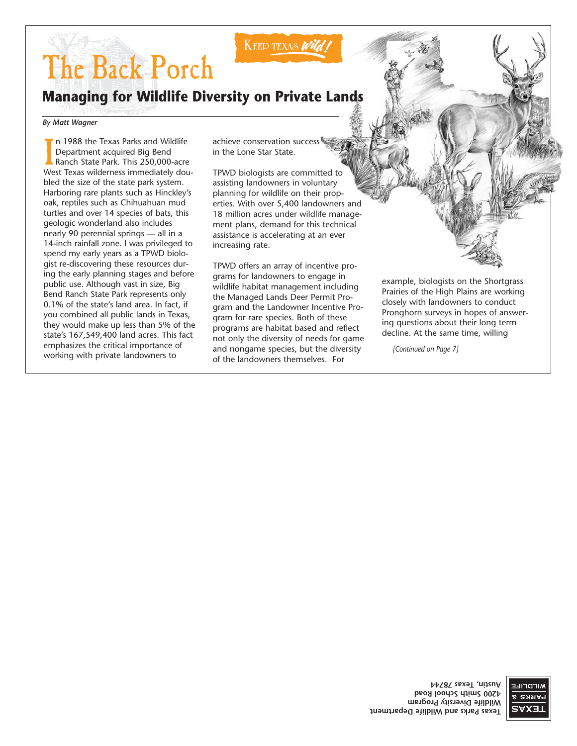# The Back Porch

Keep Texas *Wild!*

## Managing for Wildlife Diversity on Private Lands

***By Matt Wagner***

In 1988 the Texas Parks and Wildlife Department acquired Big Bend Ranch State Park. This 250,000-acre West Texas wilderness immediately doubled the size of the state park system. Harboring rare plants such as Hinckley's oak, reptiles such as Chihuahuan mud turtles and over 14 species of bats, this geologic wonderland also includes nearly 90 perennial springs — all in a 14-inch rainfall zone. I was privileged to spend my early years as a TPWD biologist re-discovering these resources during the early planning stages and before public use. Although vast in size, Big Bend Ranch State Park represents only 0.1% of the state's land area. In fact, if you combined all public lands in Texas, they would make up less than 5% of the state's 167,549,400 land acres. This fact emphasizes the critical importance of working with private landowners to achieve conservation success in the Lone Star State.

TPWD biologists are committed to assisting landowners in voluntary planning for wildlife on their properties. With over 5,400 landowners and 18 million acres under wildlife management plans, demand for this technical assistance is accelerating at an ever increasing rate.

TPWD offers an array of incentive programs for landowners to engage in wildlife habitat management including the Managed Lands Deer Permit Program and the Landowner Incentive Program for rare species. Both of these programs are habitat based and reflect not only the diversity of needs for game and nongame species, but the diversity of the landowners themselves. For example, biologists on the Shortgrass Prairies of the High Plains are working closely with landowners to conduct Pronghorn surveys in hopes of answering questions about their long term decline. At the same time, willing

*[Continued on Page 7]*

TEXAS PARKS & WILDLIFE

Texas Parks and Wildlife Department
Wildlife Diversity Program
4200 Smith School Road
Austin, Texas 78744